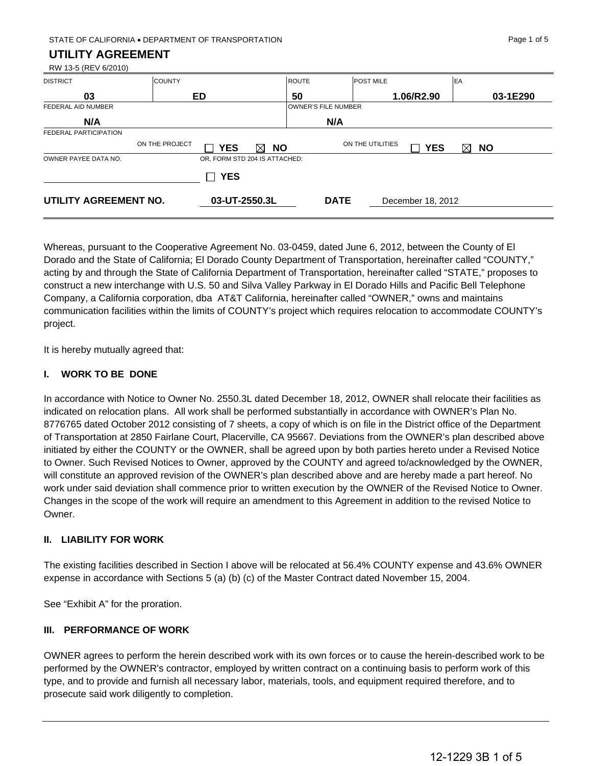STATE OF CALIFORNIA • DEPARTMENT OF TRANSPORTATION

# UTILITY AGREEMENT

RW 13-5 (REV 6/2010)

| DISTRICT | COUNTY | ROUTE | POST MILE | EA |
|---|---|---|---|---|
| 03 | ED | 50 | 1.06/R2.90 | 03-1E290 |

| FEDERAL AID NUMBER | OWNER'S FILE NUMBER |
|---|---|
| N/A | N/A |

FEDERAL PARTICIPATION

ON THE PROJECT ☐ YES ☒ NO ON THE UTILITIES ☐ YES ☒ NO

OWNER PAYEE DATA NO. OR, FORM STD 204 IS ATTACHED: ☐ YES

**UTILITY AGREEMENT NO.** **03-UT-2550.3L** **DATE** December 18, 2012

Whereas, pursuant to the Cooperative Agreement No. 03-0459, dated June 6, 2012, between the County of El Dorado and the State of California; El Dorado County Department of Transportation, hereinafter called "COUNTY," acting by and through the State of California Department of Transportation, hereinafter called "STATE," proposes to construct a new interchange with U.S. 50 and Silva Valley Parkway in El Dorado Hills and Pacific Bell Telephone Company, a California corporation, dba AT&T California, hereinafter called "OWNER," owns and maintains communication facilities within the limits of COUNTY's project which requires relocation to accommodate COUNTY's project.

It is hereby mutually agreed that:

### I. WORK TO BE DONE

In accordance with Notice to Owner No. 2550.3L dated December 18, 2012, OWNER shall relocate their facilities as indicated on relocation plans. All work shall be performed substantially in accordance with OWNER's Plan No. 8776765 dated October 2012 consisting of 7 sheets, a copy of which is on file in the District office of the Department of Transportation at 2850 Fairlane Court, Placerville, CA 95667. Deviations from the OWNER's plan described above initiated by either the COUNTY or the OWNER, shall be agreed upon by both parties hereto under a Revised Notice to Owner. Such Revised Notices to Owner, approved by the COUNTY and agreed to/acknowledged by the OWNER, will constitute an approved revision of the OWNER's plan described above and are hereby made a part hereof. No work under said deviation shall commence prior to written execution by the OWNER of the Revised Notice to Owner. Changes in the scope of the work will require an amendment to this Agreement in addition to the revised Notice to Owner.

### II. LIABILITY FOR WORK

The existing facilities described in Section I above will be relocated at 56.4% COUNTY expense and 43.6% OWNER expense in accordance with Sections 5 (a) (b) (c) of the Master Contract dated November 15, 2004.

See "Exhibit A" for the proration.

### III. PERFORMANCE OF WORK

OWNER agrees to perform the herein described work with its own forces or to cause the herein-described work to be performed by the OWNER's contractor, employed by written contract on a continuing basis to perform work of this type, and to provide and furnish all necessary labor, materials, tools, and equipment required therefore, and to prosecute said work diligently to completion.

12-1229 3B 1 of 5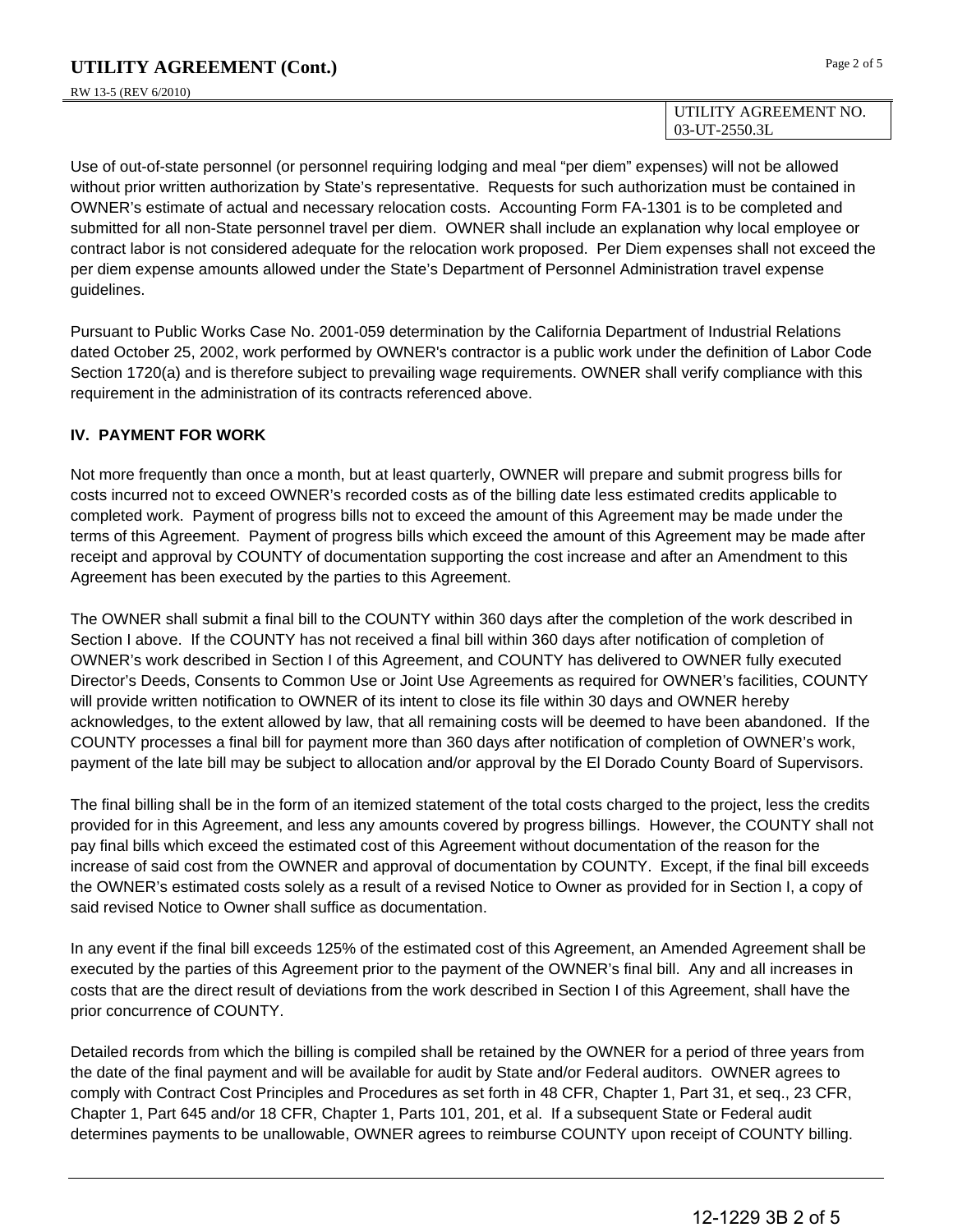| UTILITY AGREEMENT NO. 03-UT-2550.3L |
|---|

Use of out-of-state personnel (or personnel requiring lodging and meal "per diem" expenses) will not be allowed without prior written authorization by State's representative. Requests for such authorization must be contained in OWNER's estimate of actual and necessary relocation costs. Accounting Form FA-1301 is to be completed and submitted for all non-State personnel travel per diem. OWNER shall include an explanation why local employee or contract labor is not considered adequate for the relocation work proposed. Per Diem expenses shall not exceed the per diem expense amounts allowed under the State's Department of Personnel Administration travel expense guidelines.

Pursuant to Public Works Case No. 2001-059 determination by the California Department of Industrial Relations dated October 25, 2002, work performed by OWNER's contractor is a public work under the definition of Labor Code Section 1720(a) and is therefore subject to prevailing wage requirements. OWNER shall verify compliance with this requirement in the administration of its contracts referenced above.

**IV. PAYMENT FOR WORK**

Not more frequently than once a month, but at least quarterly, OWNER will prepare and submit progress bills for costs incurred not to exceed OWNER's recorded costs as of the billing date less estimated credits applicable to completed work. Payment of progress bills not to exceed the amount of this Agreement may be made under the terms of this Agreement. Payment of progress bills which exceed the amount of this Agreement may be made after receipt and approval by COUNTY of documentation supporting the cost increase and after an Amendment to this Agreement has been executed by the parties to this Agreement.

The OWNER shall submit a final bill to the COUNTY within 360 days after the completion of the work described in Section I above. If the COUNTY has not received a final bill within 360 days after notification of completion of OWNER's work described in Section I of this Agreement, and COUNTY has delivered to OWNER fully executed Director's Deeds, Consents to Common Use or Joint Use Agreements as required for OWNER's facilities, COUNTY will provide written notification to OWNER of its intent to close its file within 30 days and OWNER hereby acknowledges, to the extent allowed by law, that all remaining costs will be deemed to have been abandoned. If the COUNTY processes a final bill for payment more than 360 days after notification of completion of OWNER's work, payment of the late bill may be subject to allocation and/or approval by the El Dorado County Board of Supervisors.

The final billing shall be in the form of an itemized statement of the total costs charged to the project, less the credits provided for in this Agreement, and less any amounts covered by progress billings. However, the COUNTY shall not pay final bills which exceed the estimated cost of this Agreement without documentation of the reason for the increase of said cost from the OWNER and approval of documentation by COUNTY. Except, if the final bill exceeds the OWNER's estimated costs solely as a result of a revised Notice to Owner as provided for in Section I, a copy of said revised Notice to Owner shall suffice as documentation.

In any event if the final bill exceeds 125% of the estimated cost of this Agreement, an Amended Agreement shall be executed by the parties of this Agreement prior to the payment of the OWNER's final bill. Any and all increases in costs that are the direct result of deviations from the work described in Section I of this Agreement, shall have the prior concurrence of COUNTY.

Detailed records from which the billing is compiled shall be retained by the OWNER for a period of three years from the date of the final payment and will be available for audit by State and/or Federal auditors. OWNER agrees to comply with Contract Cost Principles and Procedures as set forth in 48 CFR, Chapter 1, Part 31, et seq., 23 CFR, Chapter 1, Part 645 and/or 18 CFR, Chapter 1, Parts 101, 201, et al. If a subsequent State or Federal audit determines payments to be unallowable, OWNER agrees to reimburse COUNTY upon receipt of COUNTY billing.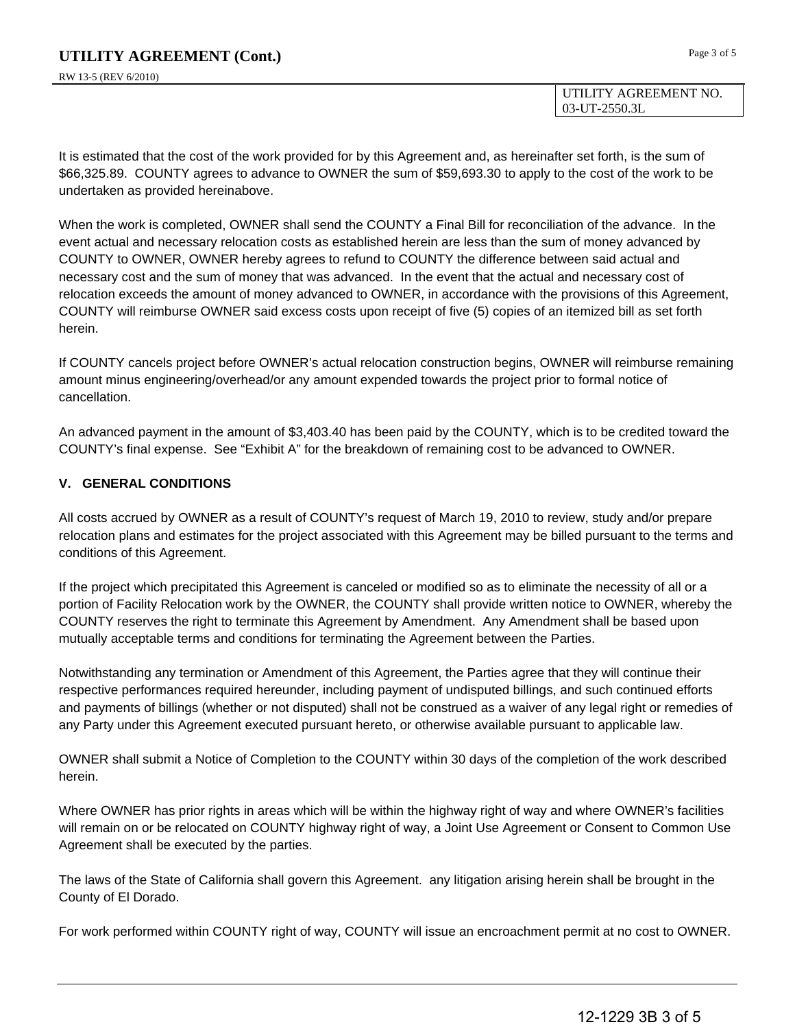UTILITY AGREEMENT NO. 03-UT-2550.3L

It is estimated that the cost of the work provided for by this Agreement and, as hereinafter set forth, is the sum of $66,325.89. COUNTY agrees to advance to OWNER the sum of $59,693.30 to apply to the cost of the work to be undertaken as provided hereinabove.

When the work is completed, OWNER shall send the COUNTY a Final Bill for reconciliation of the advance. In the event actual and necessary relocation costs as established herein are less than the sum of money advanced by COUNTY to OWNER, OWNER hereby agrees to refund to COUNTY the difference between said actual and necessary cost and the sum of money that was advanced. In the event that the actual and necessary cost of relocation exceeds the amount of money advanced to OWNER, in accordance with the provisions of this Agreement, COUNTY will reimburse OWNER said excess costs upon receipt of five (5) copies of an itemized bill as set forth herein.

If COUNTY cancels project before OWNER's actual relocation construction begins, OWNER will reimburse remaining amount minus engineering/overhead/or any amount expended towards the project prior to formal notice of cancellation.

An advanced payment in the amount of $3,403.40 has been paid by the COUNTY, which is to be credited toward the COUNTY's final expense. See "Exhibit A" for the breakdown of remaining cost to be advanced to OWNER.

## V. GENERAL CONDITIONS

All costs accrued by OWNER as a result of COUNTY's request of March 19, 2010 to review, study and/or prepare relocation plans and estimates for the project associated with this Agreement may be billed pursuant to the terms and conditions of this Agreement.

If the project which precipitated this Agreement is canceled or modified so as to eliminate the necessity of all or a portion of Facility Relocation work by the OWNER, the COUNTY shall provide written notice to OWNER, whereby the COUNTY reserves the right to terminate this Agreement by Amendment. Any Amendment shall be based upon mutually acceptable terms and conditions for terminating the Agreement between the Parties.

Notwithstanding any termination or Amendment of this Agreement, the Parties agree that they will continue their respective performances required hereunder, including payment of undisputed billings, and such continued efforts and payments of billings (whether or not disputed) shall not be construed as a waiver of any legal right or remedies of any Party under this Agreement executed pursuant hereto, or otherwise available pursuant to applicable law.

OWNER shall submit a Notice of Completion to the COUNTY within 30 days of the completion of the work described herein.

Where OWNER has prior rights in areas which will be within the highway right of way and where OWNER's facilities will remain on or be relocated on COUNTY highway right of way, a Joint Use Agreement or Consent to Common Use Agreement shall be executed by the parties.

The laws of the State of California shall govern this Agreement. any litigation arising herein shall be brought in the County of El Dorado.

For work performed within COUNTY right of way, COUNTY will issue an encroachment permit at no cost to OWNER.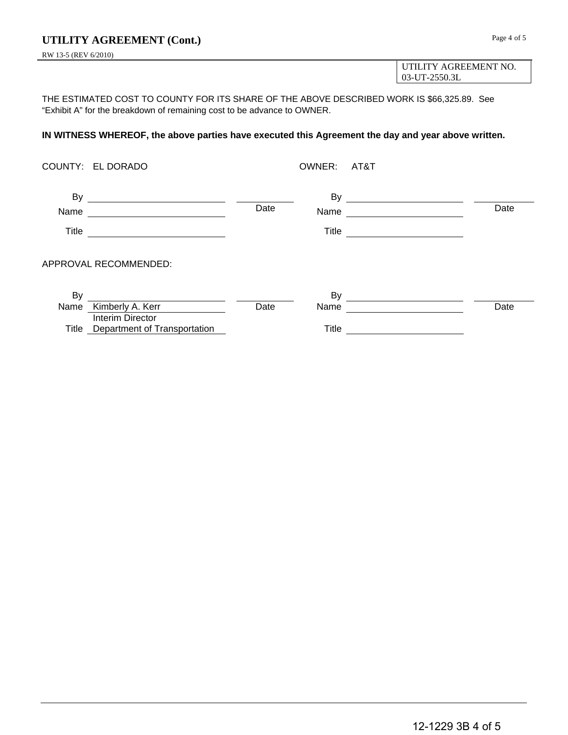## UTILITY AGREEMENT (Cont.)

RW 13-5 (REV 6/2010)

| UTILITY AGREEMENT NO. |
|---|
| 03-UT-2550.3L |

THE ESTIMATED COST TO COUNTY FOR ITS SHARE OF THE ABOVE DESCRIBED WORK IS $66,325.89. See “Exhibit A” for the breakdown of remaining cost to be advance to OWNER.

**IN WITNESS WHEREOF, the above parties have executed this Agreement the day and year above written.**

| COUNTY: EL DORADO | | | OWNER: AT&T | | |
|---|---|---|---|---|---|
| By | ____________________ | ________ Date | By | ____________________ | ________ Date |
| Name | ____________________ | | Name | ____________________ | |
| Title | ____________________ | | Title | ____________________ | |

APPROVAL RECOMMENDED:

| | | | | | |
|---|---|---|---|---|---|
| By | ____________________ | ________ Date | By | ____________________ | ________ Date |
| Name | Kimberly A. Kerr | | Name | ____________________ | |
| Title | Interim Director<br>Department of Transportation | | Title | ____________________ | |

12-1229 3B 4 of 5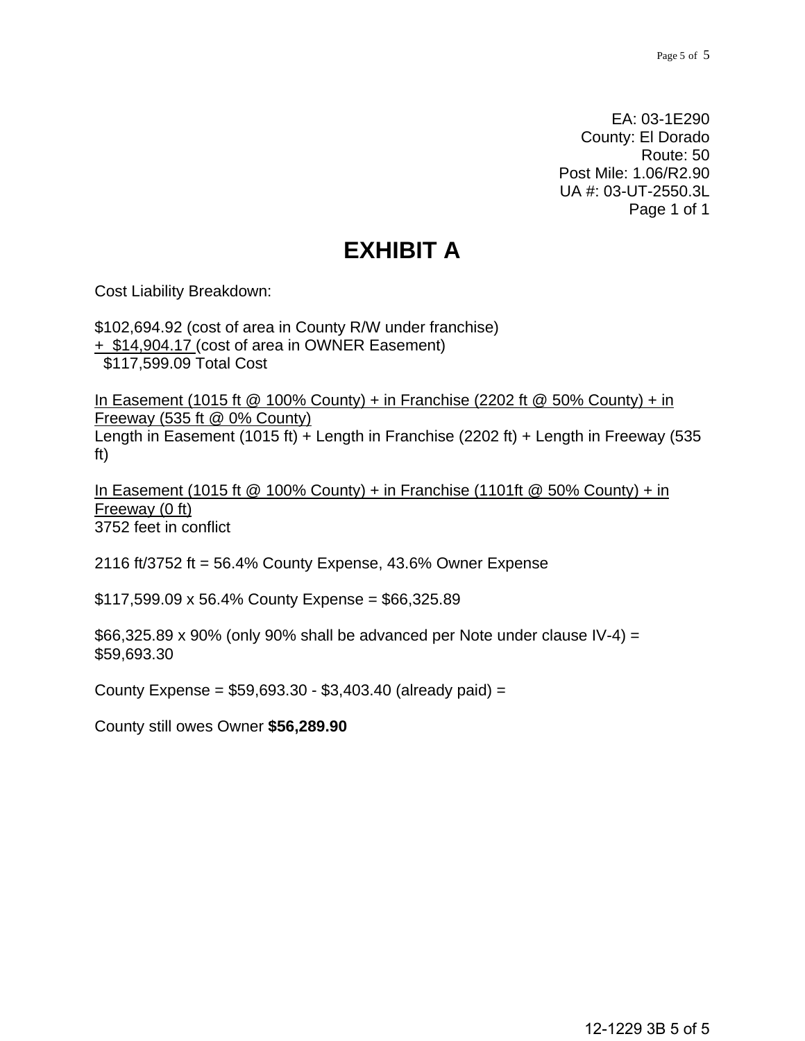EA: 03-1E290
County: El Dorado
Route: 50
Post Mile: 1.06/R2.90
UA #: 03-UT-2550.3L
Page 1 of 1

# EXHIBIT A

Cost Liability Breakdown:

$102,694.92 (cost of area in County R/W under franchise)
+ $14,904.17 (cost of area in OWNER Easement)
$117,599.09 Total Cost

In Easement (1015 ft @ 100% County) + in Franchise (2202 ft @ 50% County) + in Freeway (535 ft @ 0% County)
Length in Easement (1015 ft) + Length in Franchise (2202 ft) + Length in Freeway (535 ft)

In Easement (1015 ft @ 100% County) + in Franchise (1101ft @ 50% County) + in Freeway (0 ft)
3752 feet in conflict

2116 ft/3752 ft = 56.4% County Expense, 43.6% Owner Expense

$117,599.09 x 56.4% County Expense = $66,325.89

$66,325.89 x 90% (only 90% shall be advanced per Note under clause IV-4) = $59,693.30

County Expense = $59,693.30 - $3,403.40 (already paid) =

County still owes Owner **$56,289.90**